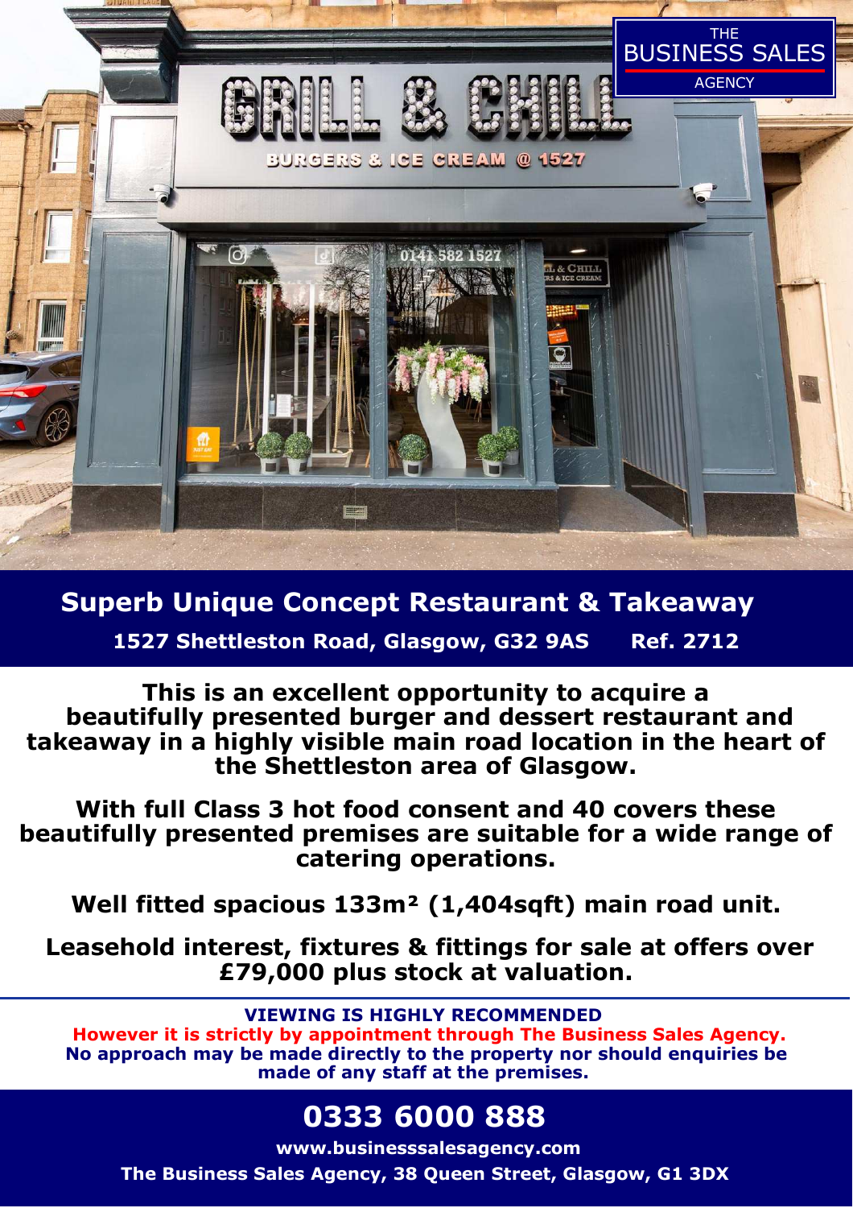# Superb Unique Concept Restaurant & Takeaway

**1527 Shettleston Road, Glasgow, G32 9AS Ref. 2712**

**This is an excellent opportunity to acquire a beautifully presented burger and dessert restaurant and takeaway in a highly visible main road location in the heart of the Shettleston area of Glasgow.**

**With full Class 3 hot food consent and 40 covers these beautifully presented premises are suitable for a wide range of catering operations.**

**Well fitted spacious 133m² (1,404sqft) main road unit.**

**Leasehold interest, fixtures & fittings for sale at offers over £79,000 plus stock at valuation.**

**VIEWING IS HIGHLY RECOMMENDED**
**However it is strictly by appointment through The Business Sales Agency.**
**No approach may be made directly to the property nor should enquiries be made of any staff at the premises.**

## 0333 6000 888

**www.businesssalesagency.com**

**The Business Sales Agency, 38 Queen Street, Glasgow, G1 3DX**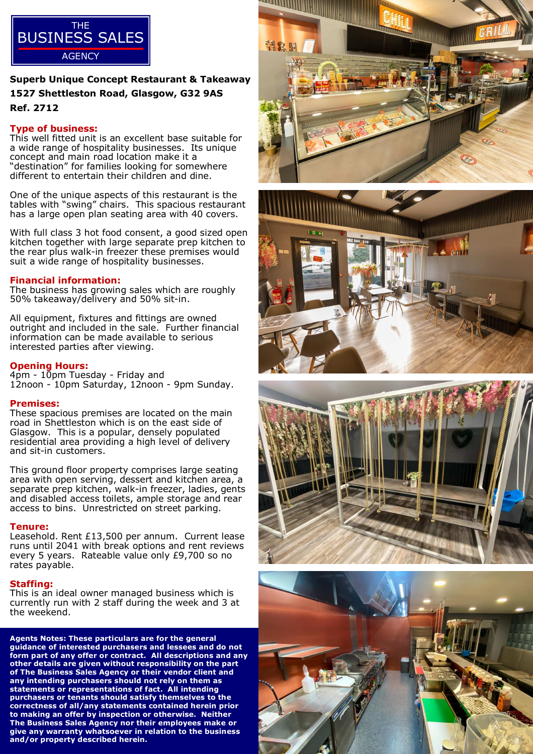THE BUSINESS SALES AGENCY

**Superb Unique Concept Restaurant & Takeaway**
**1527 Shettleston Road, Glasgow, G32 9AS**
**Ref. 2712**

## Type of business:

This well fitted unit is an excellent base suitable for a wide range of hospitality businesses. Its unique concept and main road location make it a "destination" for families looking for somewhere different to entertain their children and dine.

One of the unique aspects of this restaurant is the tables with "swing" chairs. This spacious restaurant has a large open plan seating area with 40 covers.

With full class 3 hot food consent, a good sized open kitchen together with large separate prep kitchen to the rear plus walk-in freezer these premises would suit a wide range of hospitality businesses.

## Financial information:

The business has growing sales which are roughly 50% takeaway/delivery and 50% sit-in.

All equipment, fixtures and fittings are owned outright and included in the sale. Further financial information can be made available to serious interested parties after viewing.

## Opening Hours:

4pm - 10pm Tuesday - Friday and
12noon - 10pm Saturday, 12noon - 9pm Sunday.

## Premises:

These spacious premises are located on the main road in Shettleston which is on the east side of Glasgow. This is a popular, densely populated residential area providing a high level of delivery and sit-in customers.

This ground floor property comprises large seating area with open serving, dessert and kitchen area, a separate prep kitchen, walk-in freezer, ladies, gents and disabled access toilets, ample storage and rear access to bins. Unrestricted on street parking.

## Tenure:

Leasehold. Rent £13,500 per annum. Current lease runs until 2041 with break options and rent reviews every 5 years. Rateable value only £9,700 so no rates payable.

## Staffing:

This is an ideal owner managed business which is currently run with 2 staff during the week and 3 at the weekend.

**Agents Notes: These particulars are for the general guidance of interested purchasers and lessees and do not form part of any offer or contract. All descriptions and any other details are given without responsibility on the part of The Business Sales Agency or their vendor client and any intending purchasers should not rely on them as statements or representations of fact. All intending purchasers or tenants should satisfy themselves to the correctness of all/any statements contained herein prior to making an offer by inspection or otherwise. Neither The Business Sales Agency nor their employees make or give any warranty whatsoever in relation to the business and/or property described herein.**